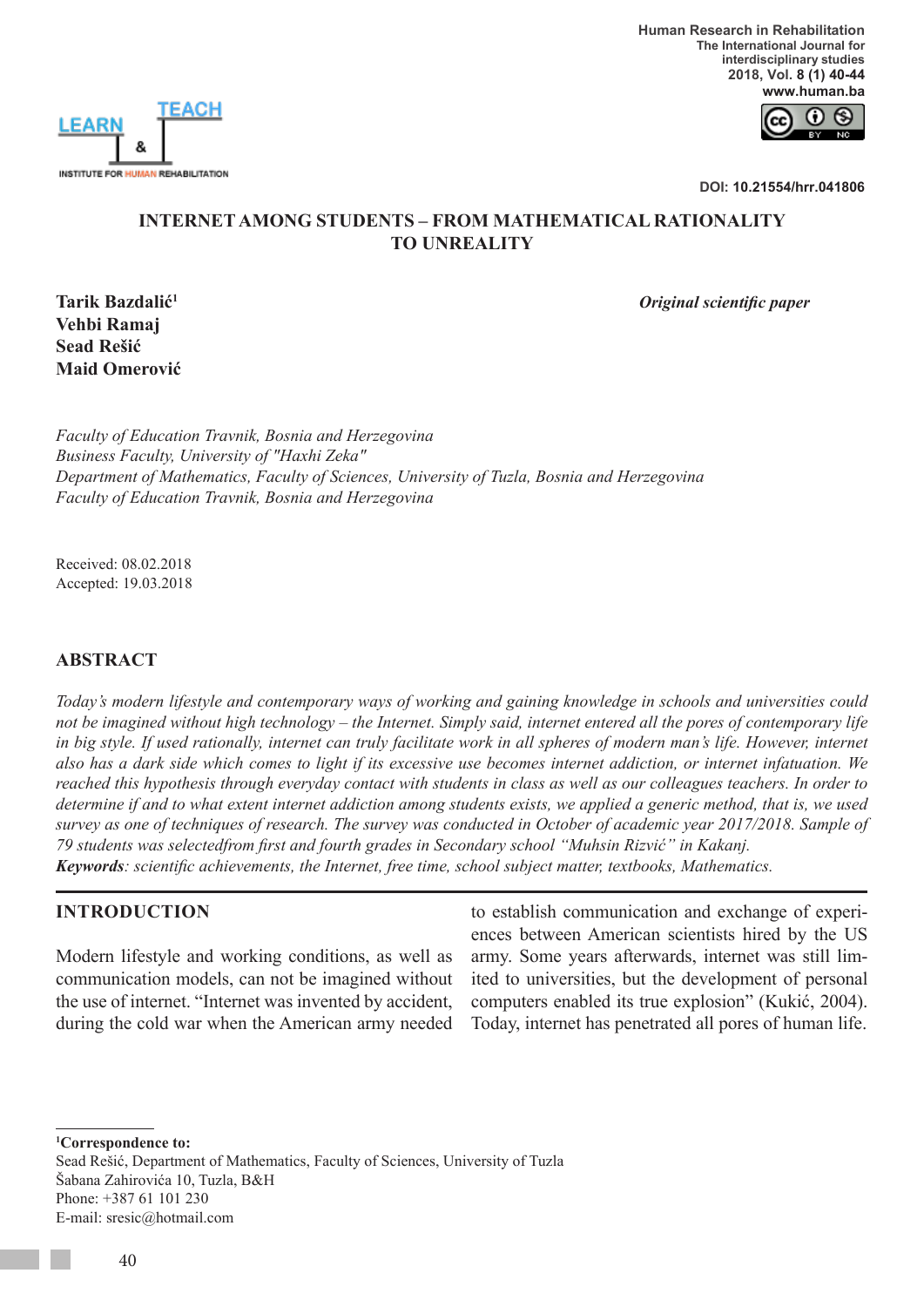# INTERNET AMONG STUDENTS – FROM MATHEMATICAL RATIONALITY TO UNREALITY

**Tarik Bazdalić**[1]
**Vehbi Ramaj**
**Sead Rešić**
**Maid Omerović**

***Original scientific paper***

*Faculty of Education Travnik, Bosnia and Herzegovina*
*Business Faculty, University of "Haxhi Zeka"*
*Department of Mathematics, Faculty of Sciences, University of Tuzla, Bosnia and Herzegovina*
*Faculty of Education Travnik, Bosnia and Herzegovina*

Received: 08.02.2018
Accepted: 19.03.2018

## ABSTRACT

*Today's modern lifestyle and contemporary ways of working and gaining knowledge in schools and universities could not be imagined without high technology – the Internet. Simply said, internet entered all the pores of contemporary life in big style. If used rationally, internet can truly facilitate work in all spheres of modern man's life. However, internet also has a dark side which comes to light if its excessive use becomes internet addiction, or internet infatuation. We reached this hypothesis through everyday contact with students in class as well as our colleagues teachers. In order to determine if and to what extent internet addiction among students exists, we applied a generic method, that is, we used survey as one of techniques of research. The survey was conducted in October of academic year 2017/2018. Sample of 79 students was selectedfrom first and fourth grades in Secondary school "Muhsin Rizvić" in Kakanj.*

***Keywords****: scientific achievements, the Internet, free time, school subject matter, textbooks, Mathematics.*

## INTRODUCTION

Modern lifestyle and working conditions, as well as communication models, can not be imagined without the use of internet. "Internet was invented by accident, during the cold war when the American army needed to establish communication and exchange of experiences between American scientists hired by the US army. Some years afterwards, internet was still limited to universities, but the development of personal computers enabled its true explosion" (Kukić, 2004). Today, internet has penetrated all pores of human life.

---

[1]**Correspondence to:**
Sead Rešić, Department of Mathematics, Faculty of Sciences, University of Tuzla
Šabana Zahirovića 10, Tuzla, B&H
Phone: +387 61 101 230
E-mail: sresic@hotmail.com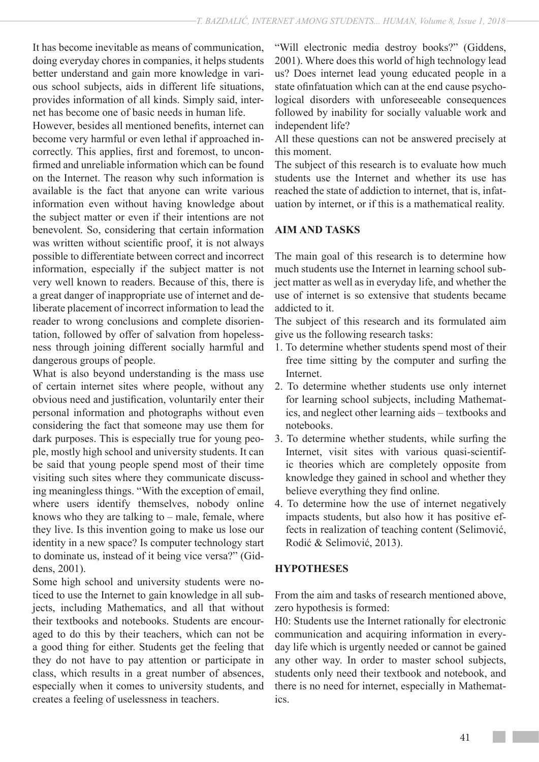It has become inevitable as means of communication, doing everyday chores in companies, it helps students better understand and gain more knowledge in various school subjects, aids in different life situations, provides information of all kinds. Simply said, internet has become one of basic needs in human life.

However, besides all mentioned benefits, internet can become very harmful or even lethal if approached incorrectly. This applies, first and foremost, to unconfirmed and unreliable information which can be found on the Internet. The reason why such information is available is the fact that anyone can write various information even without having knowledge about the subject matter or even if their intentions are not benevolent. So, considering that certain information was written without scientific proof, it is not always possible to differentiate between correct and incorrect information, especially if the subject matter is not very well known to readers. Because of this, there is a great danger of inappropriate use of internet and deliberate placement of incorrect information to lead the reader to wrong conclusions and complete disorientation, followed by offer of salvation from hopelessness through joining different socially harmful and dangerous groups of people.

What is also beyond understanding is the mass use of certain internet sites where people, without any obvious need and justification, voluntarily enter their personal information and photographs without even considering the fact that someone may use them for dark purposes. This is especially true for young people, mostly high school and university students. It can be said that young people spend most of their time visiting such sites where they communicate discussing meaningless things. "With the exception of email, where users identify themselves, nobody online knows who they are talking to – male, female, where they live. Is this invention going to make us lose our identity in a new space? Is computer technology start to dominate us, instead of it being vice versa?" (Giddens, 2001).

Some high school and university students were noticed to use the Internet to gain knowledge in all subjects, including Mathematics, and all that without their textbooks and notebooks. Students are encouraged to do this by their teachers, which can not be a good thing for either. Students get the feeling that they do not have to pay attention or participate in class, which results in a great number of absences, especially when it comes to university students, and creates a feeling of uselessness in teachers.

"Will electronic media destroy books?" (Giddens, 2001). Where does this world of high technology lead us? Does internet lead young educated people in a state ofinfatuation which can at the end cause psychological disorders with unforeseeable consequences followed by inability for socially valuable work and independent life?

All these questions can not be answered precisely at this moment.

The subject of this research is to evaluate how much students use the Internet and whether its use has reached the state of addiction to internet, that is, infatuation by internet, or if this is a mathematical reality.

## AIM AND TASKS

The main goal of this research is to determine how much students use the Internet in learning school subject matter as well as in everyday life, and whether the use of internet is so extensive that students became addicted to it.

The subject of this research and its formulated aim give us the following research tasks:

1. To determine whether students spend most of their free time sitting by the computer and surfing the Internet.
2. To determine whether students use only internet for learning school subjects, including Mathematics, and neglect other learning aids – textbooks and notebooks.
3. To determine whether students, while surfing the Internet, visit sites with various quasi-scientific theories which are completely opposite from knowledge they gained in school and whether they believe everything they find online.
4. To determine how the use of internet negatively impacts students, but also how it has positive effects in realization of teaching content (Selimović, Rodić & Selimović, 2013).

## HYPOTHESES

From the aim and tasks of research mentioned above, zero hypothesis is formed:

H0: Students use the Internet rationally for electronic communication and acquiring information in everyday life which is urgently needed or cannot be gained any other way. In order to master school subjects, students only need their textbook and notebook, and there is no need for internet, especially in Mathematics.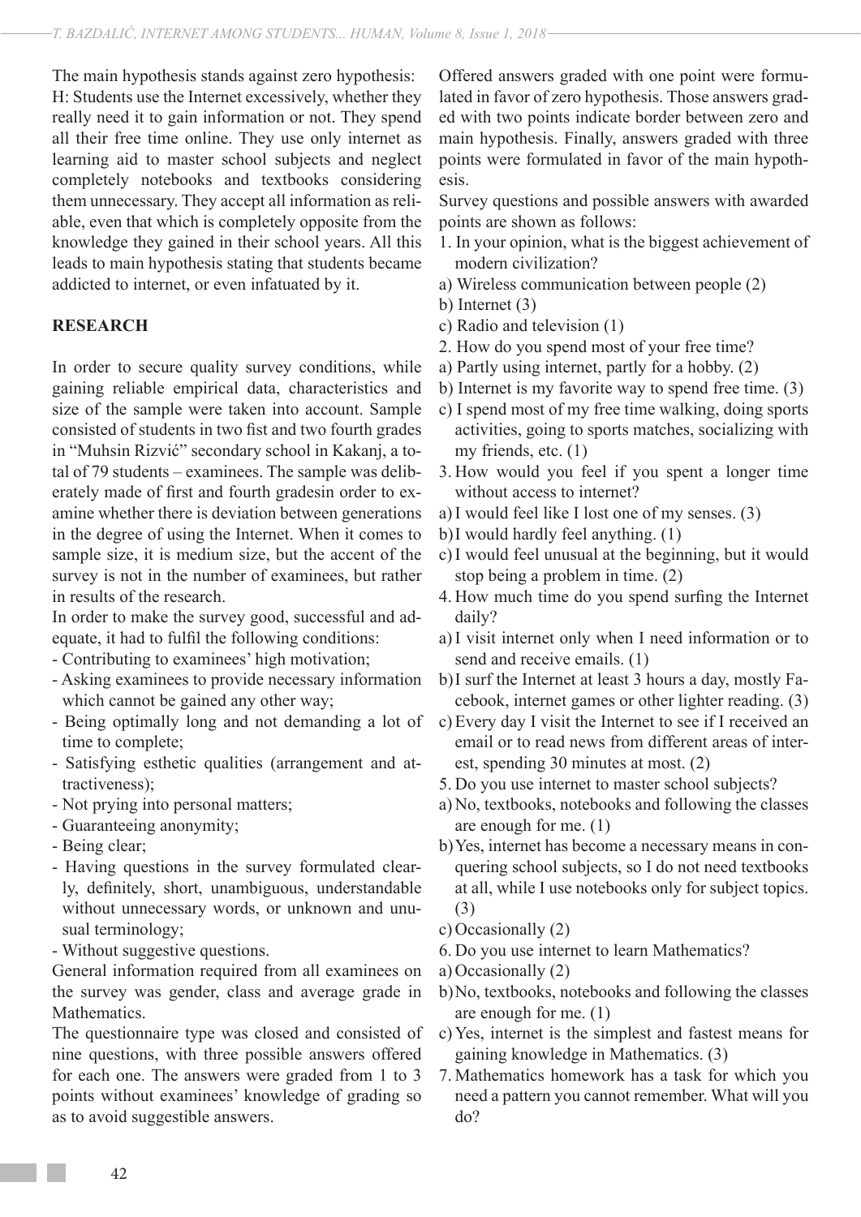The main hypothesis stands against zero hypothesis:
H: Students use the Internet excessively, whether they really need it to gain information or not. They spend all their free time online. They use only internet as learning aid to master school subjects and neglect completely notebooks and textbooks considering them unnecessary. They accept all information as reliable, even that which is completely opposite from the knowledge they gained in their school years. All this leads to main hypothesis stating that students became addicted to internet, or even infatuated by it.

## RESEARCH

In order to secure quality survey conditions, while gaining reliable empirical data, characteristics and size of the sample were taken into account. Sample consisted of students in two fist and two fourth grades in "Muhsin Rizvić" secondary school in Kakanj, a total of 79 students – examinees. The sample was deliberately made of first and fourth gradesin order to examine whether there is deviation between generations in the degree of using the Internet. When it comes to sample size, it is medium size, but the accent of the survey is not in the number of examinees, but rather in results of the research.

In order to make the survey good, successful and adequate, it had to fulfil the following conditions:

- Contributing to examinees' high motivation;
- Asking examinees to provide necessary information which cannot be gained any other way;
- Being optimally long and not demanding a lot of time to complete;
- Satisfying esthetic qualities (arrangement and attractiveness);
- Not prying into personal matters;
- Guaranteeing anonymity;
- Being clear;
- Having questions in the survey formulated clearly, definitely, short, unambiguous, understandable without unnecessary words, or unknown and unusual terminology;
- Without suggestive questions.

General information required from all examinees on the survey was gender, class and average grade in Mathematics.

The questionnaire type was closed and consisted of nine questions, with three possible answers offered for each one. The answers were graded from 1 to 3 points without examinees' knowledge of grading so as to avoid suggestible answers.

Offered answers graded with one point were formulated in favor of zero hypothesis. Those answers graded with two points indicate border between zero and main hypothesis. Finally, answers graded with three points were formulated in favor of the main hypothesis.

Survey questions and possible answers with awarded points are shown as follows:

1. In your opinion, what is the biggest achievement of modern civilization?

a) Wireless communication between people (2)
b) Internet (3)
c) Radio and television (1)

2. How do you spend most of your free time?

a) Partly using internet, partly for a hobby. (2)
b) Internet is my favorite way to spend free time. (3)
c) I spend most of my free time walking, doing sports activities, going to sports matches, socializing with my friends, etc. (1)

3. How would you feel if you spent a longer time without access to internet?

a) I would feel like I lost one of my senses. (3)
b) I would hardly feel anything. (1)
c) I would feel unusual at the beginning, but it would stop being a problem in time. (2)

4. How much time do you spend surfing the Internet daily?

a) I visit internet only when I need information or to send and receive emails. (1)
b) I surf the Internet at least 3 hours a day, mostly Facebook, internet games or other lighter reading. (3)
c) Every day I visit the Internet to see if I received an email or to read news from different areas of interest, spending 30 minutes at most. (2)

5. Do you use internet to master school subjects?

a) No, textbooks, notebooks and following the classes are enough for me. (1)
b) Yes, internet has become a necessary means in conquering school subjects, so I do not need textbooks at all, while I use notebooks only for subject topics. (3)
c) Occasionally (2)

6. Do you use internet to learn Mathematics?

a) Occasionally (2)
b) No, textbooks, notebooks and following the classes are enough for me. (1)
c) Yes, internet is the simplest and fastest means for gaining knowledge in Mathematics. (3)

7. Mathematics homework has a task for which you need a pattern you cannot remember. What will you do?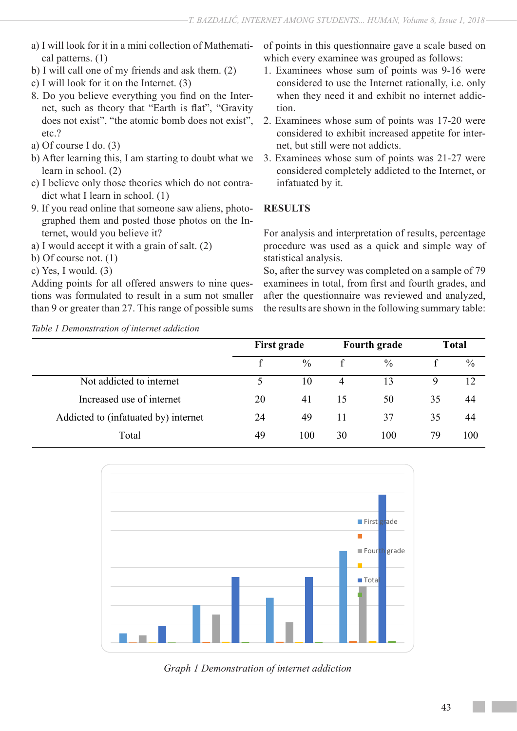a) I will look for it in a mini collection of Mathematical patterns. (1)
b) I will call one of my friends and ask them. (2)
c) I will look for it on the Internet. (3)

8. Do you believe everything you find on the Internet, such as theory that “Earth is flat”, “Gravity does not exist”, “the atomic bomb does not exist”, etc.?

a) Of course I do. (3)
b) After learning this, I am starting to doubt what we learn in school. (2)
c) I believe only those theories which do not contradict what I learn in school. (1)

9. If you read online that someone saw aliens, photographed them and posted those photos on the Internet, would you believe it?

a) I would accept it with a grain of salt. (2)
b) Of course not. (1)
c) Yes, I would. (3)

Adding points for all offered answers to nine questions was formulated to result in a sum not smaller than 9 or greater than 27. This range of possible sums of points in this questionnaire gave a scale based on which every examinee was grouped as follows:

1. Examinees whose sum of points was 9-16 were considered to use the Internet rationally, i.e. only when they need it and exhibit no internet addiction.
2. Examinees whose sum of points was 17-20 were considered to exhibit increased appetite for internet, but still were not addicts.
3. Examinees whose sum of points was 21-27 were considered completely addicted to the Internet, or infatuated by it.

## RESULTS

For analysis and interpretation of results, percentage procedure was used as a quick and simple way of statistical analysis.

So, after the survey was completed on a sample of 79 examinees in total, from first and fourth grades, and after the questionnaire was reviewed and analyzed, the results are shown in the following summary table:

*Table 1 Demonstration of internet addiction*

| | **First grade** | | **Fourth grade** | | **Total** | |
|---|---|---|---|---|---|---|
| | f | % | f | % | f | % |
| Not addicted to internet | 5 | 10 | 4 | 13 | 9 | 12 |
| Increased use of internet | 20 | 41 | 15 | 50 | 35 | 44 |
| Addicted to (infatuated by) internet | 24 | 49 | 11 | 37 | 35 | 44 |
| Total | 49 | 100 | 30 | 100 | 79 | 100 |

*Graph 1 Demonstration of internet addiction*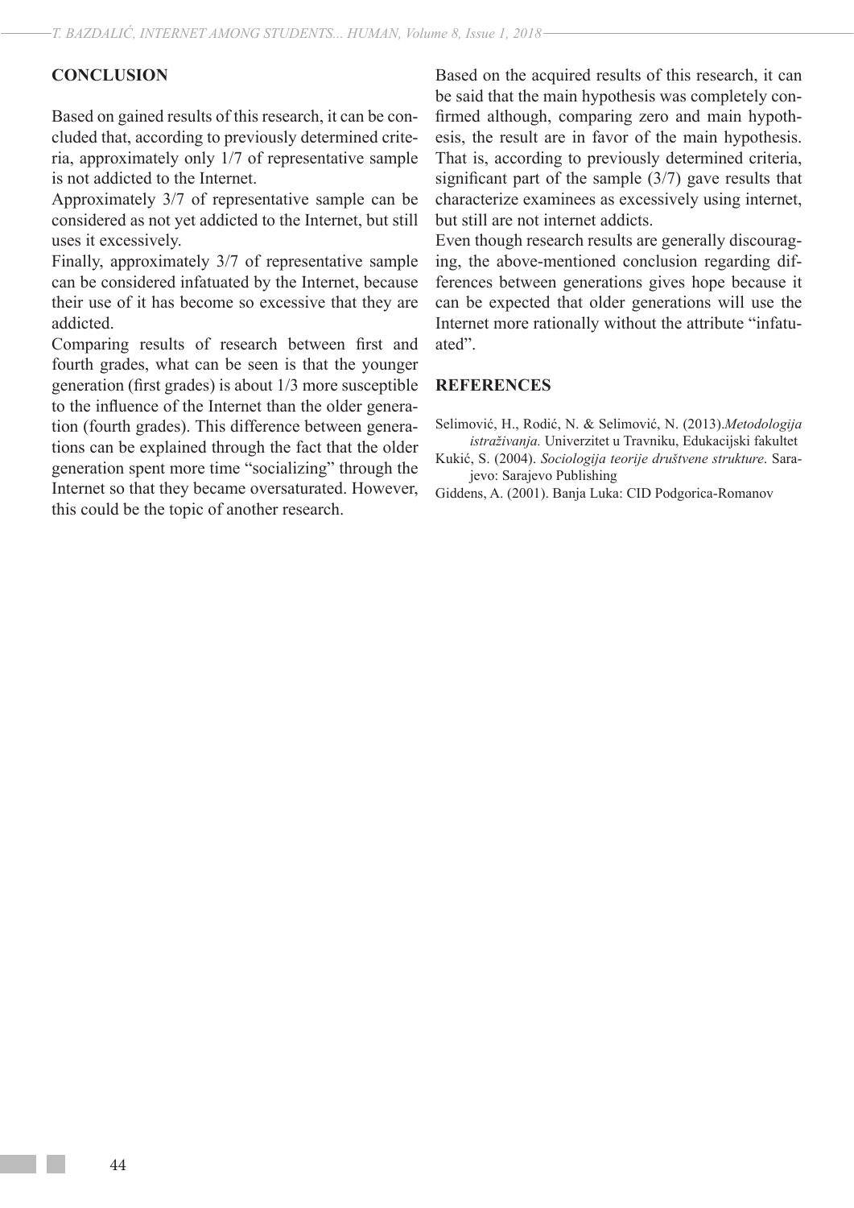## CONCLUSION

Based on gained results of this research, it can be concluded that, according to previously determined criteria, approximately only 1/7 of representative sample is not addicted to the Internet.

Approximately 3/7 of representative sample can be considered as not yet addicted to the Internet, but still uses it excessively.

Finally, approximately 3/7 of representative sample can be considered infatuated by the Internet, because their use of it has become so excessive that they are addicted.

Comparing results of research between first and fourth grades, what can be seen is that the younger generation (first grades) is about 1/3 more susceptible to the influence of the Internet than the older generation (fourth grades). This difference between generations can be explained through the fact that the older generation spent more time "socializing" through the Internet so that they became oversaturated. However, this could be the topic of another research.

Based on the acquired results of this research, it can be said that the main hypothesis was completely confirmed although, comparing zero and main hypothesis, the result are in favor of the main hypothesis. That is, according to previously determined criteria, significant part of the sample (3/7) gave results that characterize examinees as excessively using internet, but still are not internet addicts.

Even though research results are generally discouraging, the above-mentioned conclusion regarding differences between generations gives hope because it can be expected that older generations will use the Internet more rationally without the attribute "infatuated".

## REFERENCES

Selimović, H., Rodić, N. & Selimović, N. (2013).*Metodologija istraživanja.* Univerzitet u Travniku, Edukacijski fakultet

Kukić, S. (2004). *Sociologija teorije društvene strukture*. Sarajevo: Sarajevo Publishing

Giddens, A. (2001). Banja Luka: CID Podgorica-Romanov